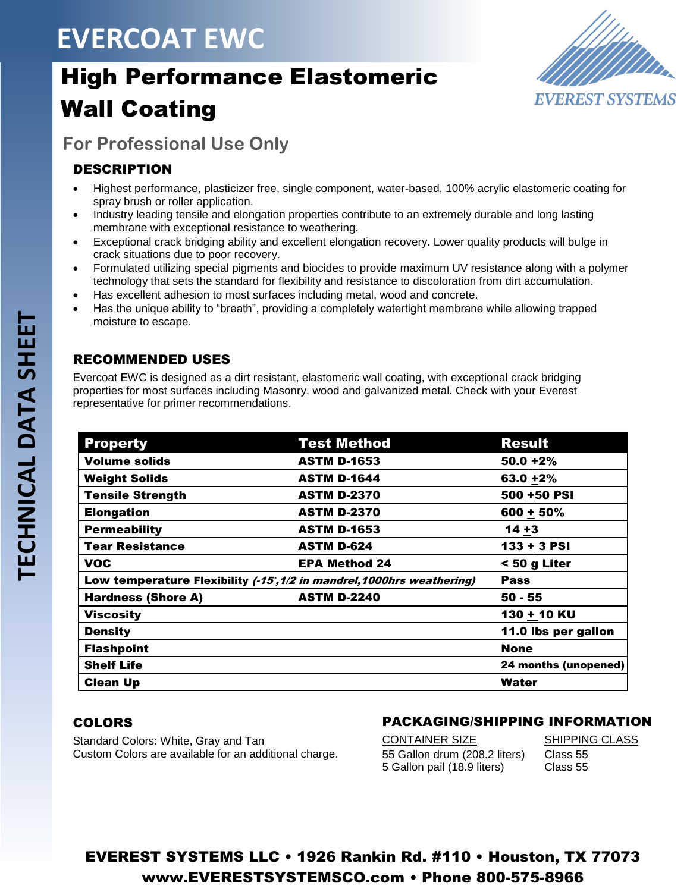# EVERCOAT EWC

## High Performance Elastomeric Wall Coating

EVEREST SYSTEMS

TECHNICAL DATA SHEET

### For Professional Use Only

### DESCRIPTION

- Highest performance, plasticizer free, single component, water-based, 100% acrylic elastomeric coating for spray brush or roller application.
- Industry leading tensile and elongation properties contribute to an extremely durable and long lasting membrane with exceptional resistance to weathering.
- Exceptional crack bridging ability and excellent elongation recovery. Lower quality products will bulge in crack situations due to poor recovery.
- Formulated utilizing special pigments and biocides to provide maximum UV resistance along with a polymer technology that sets the standard for flexibility and resistance to discoloration from dirt accumulation.
- Has excellent adhesion to most surfaces including metal, wood and concrete.
- Has the unique ability to "breath", providing a completely watertight membrane while allowing trapped moisture to escape.

### RECOMMENDED USES

Evercoat EWC is designed as a dirt resistant, elastomeric wall coating, with exceptional crack bridging properties for most surfaces including Masonry, wood and galvanized metal. Check with your Everest representative for primer recommendations.

| Property | Test Method | Result |
|---|---|---|
| Volume solids | ASTM D-1653 | 50.0 ±2% |
| Weight Solids | ASTM D-1644 | 63.0 ±2% |
| Tensile Strength | ASTM D-2370 | 500 ±50 PSI |
| Elongation | ASTM D-2370 | 600 ± 50% |
| Permeability | ASTM D-1653 | 14 ±3 |
| Tear Resistance | ASTM D-624 | 133 ± 3 PSI |
| VOC | EPA Method 24 | < 50 g Liter |
| Low temperature Flexibility *(-15°,1/2 in mandrel,1000hrs weathering)* | | Pass |
| Hardness (Shore A) | ASTM D-2240 | 50 - 55 |
| Viscosity | | 130 ± 10 KU |
| Density | | 11.0 lbs per gallon |
| Flashpoint | | None |
| Shelf Life | | 24 months (unopened) |
| Clean Up | | Water |

### COLORS

Standard Colors: White, Gray and Tan
Custom Colors are available for an additional charge.

### PACKAGING/SHIPPING INFORMATION

| CONTAINER SIZE | SHIPPING CLASS |
|---|---|
| 55 Gallon drum (208.2 liters) | Class 55 |
| 5 Gallon pail (18.9 liters) | Class 55 |

**EVEREST SYSTEMS LLC • 1926 Rankin Rd. #110 • Houston, TX 77073**
**www.EVERESTSYSTEMSCO.com • Phone 800-575-8966**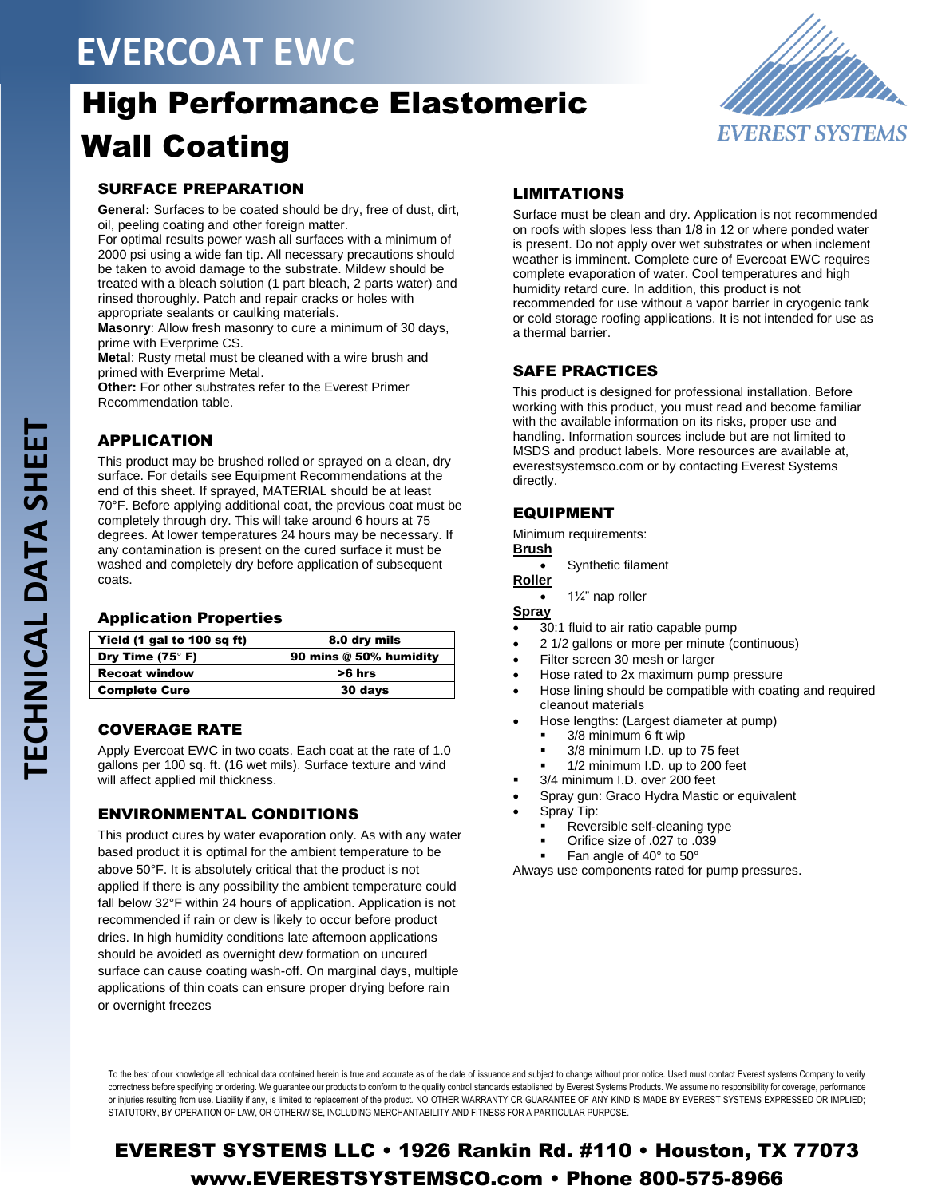# EVERCOAT EWC

# High Performance Elastomeric Wall Coating

TECHNICAL DATA SHEET

## SURFACE PREPARATION

**General:** Surfaces to be coated should be dry, free of dust, dirt, oil, peeling coating and other foreign matter.
For optimal results power wash all surfaces with a minimum of 2000 psi using a wide fan tip. All necessary precautions should be taken to avoid damage to the substrate. Mildew should be treated with a bleach solution (1 part bleach, 2 parts water) and rinsed thoroughly. Patch and repair cracks or holes with appropriate sealants or caulking materials.
**Masonry**: Allow fresh masonry to cure a minimum of 30 days, prime with Everprime CS.
**Metal**: Rusty metal must be cleaned with a wire brush and primed with Everprime Metal.
**Other:** For other substrates refer to the Everest Primer Recommendation table.

## APPLICATION

This product may be brushed rolled or sprayed on a clean, dry surface. For details see Equipment Recommendations at the end of this sheet. If sprayed, MATERIAL should be at least 70°F. Before applying additional coat, the previous coat must be completely through dry. This will take around 6 hours at 75 degrees. At lower temperatures 24 hours may be necessary. If any contamination is present on the cured surface it must be washed and completely dry before application of subsequent coats.

### Application Properties

| | |
|---|---|
| **Yield (1 gal to 100 sq ft)** | **8.0 dry mils** |
| **Dry Time (75° F)** | **90 mins @ 50% humidity** |
| **Recoat window** | **>6 hrs** |
| **Complete Cure** | **30 days** |

## COVERAGE RATE

Apply Evercoat EWC in two coats. Each coat at the rate of 1.0 gallons per 100 sq. ft. (16 wet mils). Surface texture and wind will affect applied mil thickness.

## ENVIRONMENTAL CONDITIONS

This product cures by water evaporation only. As with any water based product it is optimal for the ambient temperature to be above 50°F. It is absolutely critical that the product is not applied if there is any possibility the ambient temperature could fall below 32°F within 24 hours of application. Application is not recommended if rain or dew is likely to occur before product dries. In high humidity conditions late afternoon applications should be avoided as overnight dew formation on uncured surface can cause coating wash-off. On marginal days, multiple applications of thin coats can ensure proper drying before rain or overnight freezes

## LIMITATIONS

Surface must be clean and dry. Application is not recommended on roofs with slopes less than 1/8 in 12 or where ponded water is present. Do not apply over wet substrates or when inclement weather is imminent. Complete cure of Evercoat EWC requires complete evaporation of water. Cool temperatures and high humidity retard cure. In addition, this product is not recommended for use without a vapor barrier in cryogenic tank or cold storage roofing applications. It is not intended for use as a thermal barrier.

## SAFE PRACTICES

This product is designed for professional installation. Before working with this product, you must read and become familiar with the available information on its risks, proper use and handling. Information sources include but are not limited to MSDS and product labels. More resources are available at, everestsystemsco.com or by contacting Everest Systems directly.

## EQUIPMENT

Minimum requirements:

**Brush**
- Synthetic filament

**Roller**
- 1¼" nap roller

**Spray**
- 30:1 fluid to air ratio capable pump
- 2 1/2 gallons or more per minute (continuous)
- Filter screen 30 mesh or larger
- Hose rated to 2x maximum pump pressure
- Hose lining should be compatible with coating and required cleanout materials
- Hose lengths: (Largest diameter at pump)
  - 3/8 minimum 6 ft wip
  - 3/8 minimum I.D. up to 75 feet
  - 1/2 minimum I.D. up to 200 feet
- 3/4 minimum I.D. over 200 feet
- Spray gun: Graco Hydra Mastic or equivalent
- Spray Tip:
  - Reversible self-cleaning type
  - Orifice size of .027 to .039
  - Fan angle of 40° to 50°

Always use components rated for pump pressures.

To the best of our knowledge all technical data contained herein is true and accurate as of the date of issuance and subject to change without prior notice. Used must contact Everest systems Company to verify correctness before specifying or ordering. We guarantee our products to conform to the quality control standards established by Everest Systems Products. We assume no responsibility for coverage, performance or injuries resulting from use. Liability if any, is limited to replacement of the product. NO OTHER WARRANTY OR GUARANTEE OF ANY KIND IS MADE BY EVEREST SYSTEMS EXPRESSED OR IMPLIED; STATUTORY, BY OPERATION OF LAW, OR OTHERWISE, INCLUDING MERCHANTABILITY AND FITNESS FOR A PARTICULAR PURPOSE.

**EVEREST SYSTEMS LLC • 1926 Rankin Rd. #110 • Houston, TX 77073**
**www.EVERESTSYSTEMSCO.com • Phone 800-575-8966**